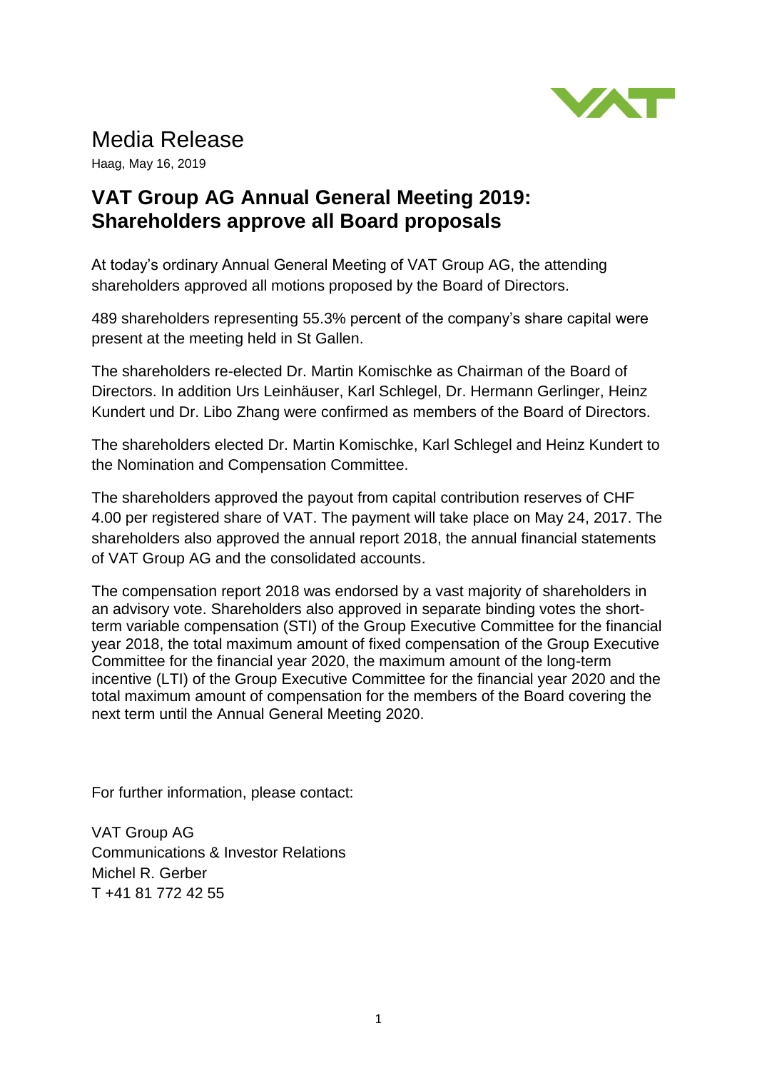# Media Release

Haag, May 16, 2019

## VAT Group AG Annual General Meeting 2019: Shareholders approve all Board proposals

At today's ordinary Annual General Meeting of VAT Group AG, the attending shareholders approved all motions proposed by the Board of Directors.

489 shareholders representing 55.3% percent of the company's share capital were present at the meeting held in St Gallen.

The shareholders re-elected Dr. Martin Komischke as Chairman of the Board of Directors. In addition Urs Leinhäuser, Karl Schlegel, Dr. Hermann Gerlinger, Heinz Kundert und Dr. Libo Zhang were confirmed as members of the Board of Directors.

The shareholders elected Dr. Martin Komischke, Karl Schlegel and Heinz Kundert to the Nomination and Compensation Committee.

The shareholders approved the payout from capital contribution reserves of CHF 4.00 per registered share of VAT. The payment will take place on May 24, 2017. The shareholders also approved the annual report 2018, the annual financial statements of VAT Group AG and the consolidated accounts.

The compensation report 2018 was endorsed by a vast majority of shareholders in an advisory vote. Shareholders also approved in separate binding votes the short-term variable compensation (STI) of the Group Executive Committee for the financial year 2018, the total maximum amount of fixed compensation of the Group Executive Committee for the financial year 2020, the maximum amount of the long-term incentive (LTI) of the Group Executive Committee for the financial year 2020 and the total maximum amount of compensation for the members of the Board covering the next term until the Annual General Meeting 2020.

For further information, please contact:

VAT Group AG  
Communications & Investor Relations  
Michel R. Gerber  
T +41 81 772 42 55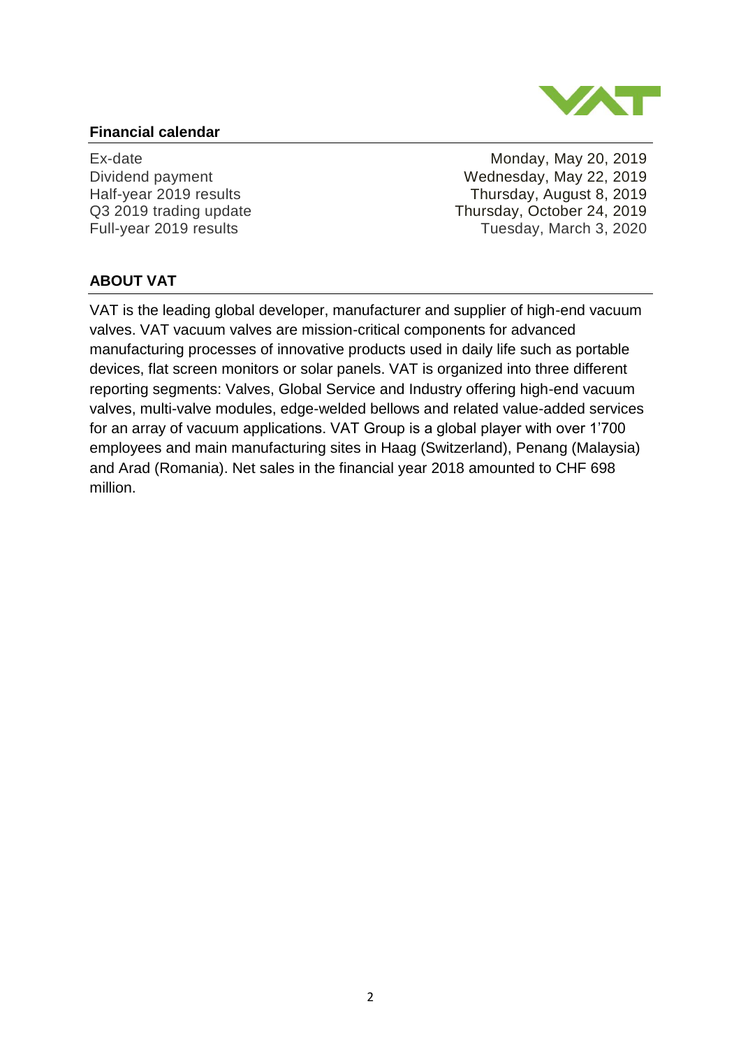## Financial calendar

| | |
|---|---|
| Ex-date | Monday, May 20, 2019 |
| Dividend payment | Wednesday, May 22, 2019 |
| Half-year 2019 results | Thursday, August 8, 2019 |
| Q3 2019 trading update | Thursday, October 24, 2019 |
| Full-year 2019 results | Tuesday, March 3, 2020 |

## ABOUT VAT

VAT is the leading global developer, manufacturer and supplier of high-end vacuum valves. VAT vacuum valves are mission-critical components for advanced manufacturing processes of innovative products used in daily life such as portable devices, flat screen monitors or solar panels. VAT is organized into three different reporting segments: Valves, Global Service and Industry offering high-end vacuum valves, multi-valve modules, edge-welded bellows and related value-added services for an array of vacuum applications. VAT Group is a global player with over 1'700 employees and main manufacturing sites in Haag (Switzerland), Penang (Malaysia) and Arad (Romania). Net sales in the financial year 2018 amounted to CHF 698 million.